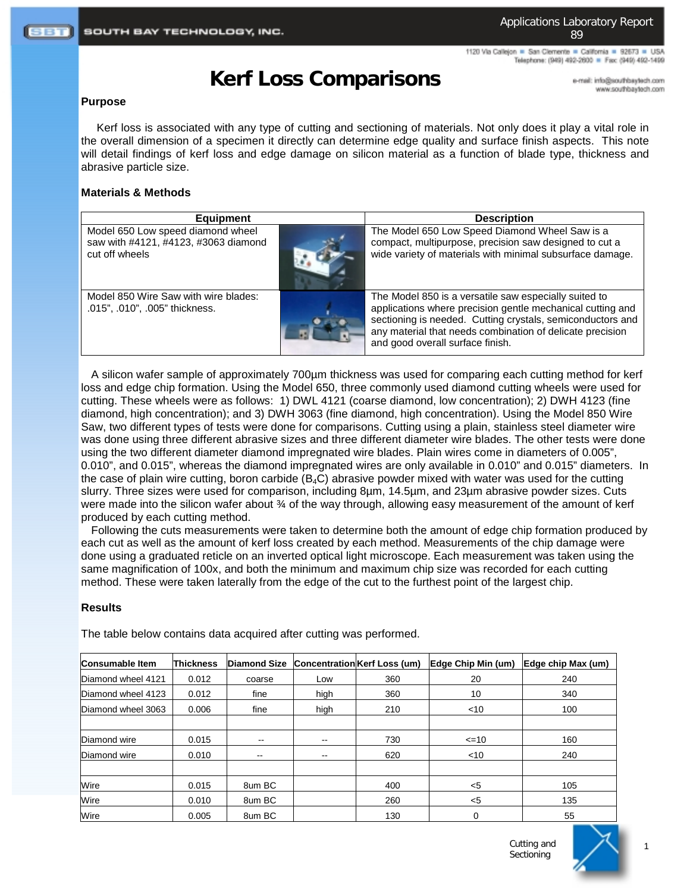# Kerf Loss Comparisons

### Purpose

Kerf loss is associated with any type of cutting and sectioning of materials. Not only does it play a vital role in the overall dimension of a specimen it directly can determine edge quality and surface finish aspects. This note will detail findings of kerf loss and edge damage on silicon material as a function of blade type, thickness and abrasive particle size.

### Materials & Methods

| Equipment | Description |
| --- | --- |
| Model 650 Low speed diamond wheel saw with #4121, #4123, #3063 diamond cut off wheels | The Model 650 Low Speed Diamond Wheel Saw is a compact, multipurpose, precision saw designed to cut a wide variety of materials with minimal subsurface damage. |
| Model 850 Wire Saw with wire blades: .015", .010", .005" thickness. | The Model 850 is a versatile saw especially suited to applications where precision gentle mechanical cutting and sectioning is needed. Cutting crystals, semiconductors and any material that needs combination of delicate precision and good overall surface finish. |

A silicon wafer sample of approximately 700µm thickness was used for comparing each cutting method for kerf loss and edge chip formation. Using the Model 650, three commonly used diamond cutting wheels were used for cutting. These wheels were as follows: 1) DWL 4121 (coarse diamond, low concentration); 2) DWH 4123 (fine diamond, high concentration); and 3) DWH 3063 (fine diamond, high concentration). Using the Model 850 Wire Saw, two different types of tests were done for comparisons. Cutting using a plain, stainless steel diameter wire was done using three different abrasive sizes and three different diameter wire blades. The other tests were done using the two different diameter diamond impregnated wire blades. Plain wires come in diameters of 0.005", 0.010", and 0.015", whereas the diamond impregnated wires are only available in 0.010" and 0.015" diameters. In the case of plain wire cutting, boron carbide ($B_4C$) abrasive powder mixed with water was used for the cutting slurry. Three sizes were used for comparison, including 8µm, 14.5µm, and 23µm abrasive powder sizes. Cuts were made into the silicon wafer about ¾ of the way through, allowing easy measurement of the amount of kerf produced by each cutting method.

Following the cuts measurements were taken to determine both the amount of edge chip formation produced by each cut as well as the amount of kerf loss created by each method. Measurements of the chip damage were done using a graduated reticle on an inverted optical light microscope. Each measurement was taken using the same magnification of 100x, and both the minimum and maximum chip size was recorded for each cutting method. These were taken laterally from the edge of the cut to the furthest point of the largest chip.

### Results

The table below contains data acquired after cutting was performed.

| Consumable Item | Thickness | Diamond Size | Concentration | Kerf Loss (um) | Edge Chip Min (um) | Edge chip Max (um) |
| --- | --- | --- | --- | --- | --- | --- |
| Diamond wheel 4121 | 0.012 | coarse | Low | 360 | 20 | 240 |
| Diamond wheel 4123 | 0.012 | fine | high | 360 | 10 | 340 |
| Diamond wheel 3063 | 0.006 | fine | high | 210 | <10 | 100 |
| | | | | | | |
| Diamond wire | 0.015 | -- | -- | 730 | <=10 | 160 |
| Diamond wire | 0.010 | -- | -- | 620 | <10 | 240 |
| | | | | | | |
| Wire | 0.015 | 8um BC | | 400 | <5 | 105 |
| Wire | 0.010 | 8um BC | | 260 | <5 | 135 |
| Wire | 0.005 | 8um BC | | 130 | 0 | 55 |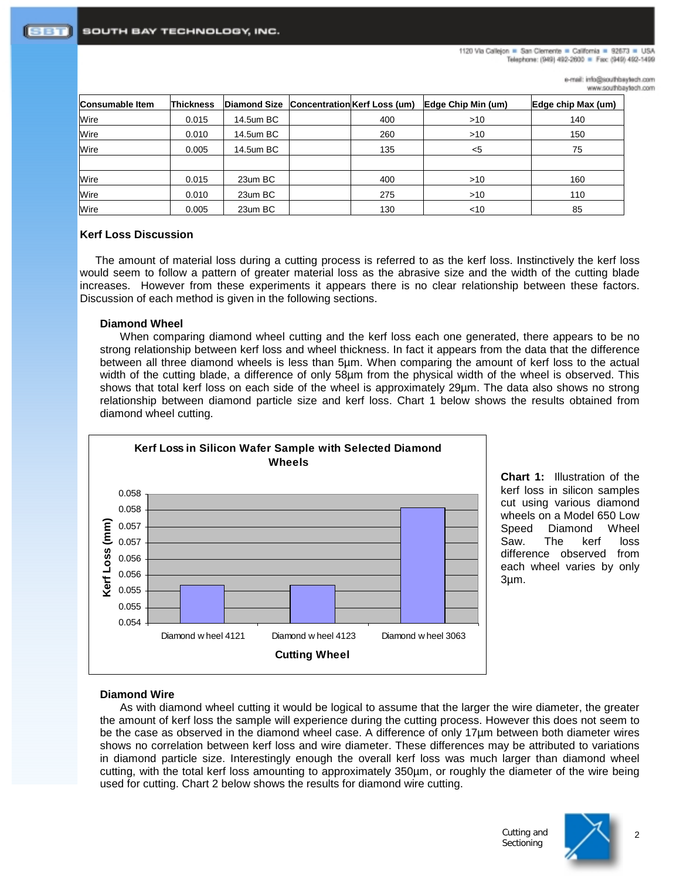| Consumable Item | Thickness | Diamond Size | Concentration | Kerf Loss (um) | Edge Chip Min (um) | Edge chip Max (um) |
|---|---|---|---|---|---|---|
| Wire | 0.015 | 14.5um BC | | 400 | >10 | 140 |
| Wire | 0.010 | 14.5um BC | | 260 | >10 | 150 |
| Wire | 0.005 | 14.5um BC | | 135 | <5 | 75 |
| | | | | | | |
| Wire | 0.015 | 23um BC | | 400 | >10 | 160 |
| Wire | 0.010 | 23um BC | | 275 | >10 | 110 |
| Wire | 0.005 | 23um BC | | 130 | <10 | 85 |

## Kerf Loss Discussion

The amount of material loss during a cutting process is referred to as the kerf loss. Instinctively the kerf loss would seem to follow a pattern of greater material loss as the abrasive size and the width of the cutting blade increases. However from these experiments it appears there is no clear relationship between these factors. Discussion of each method is given in the following sections.

### Diamond Wheel

When comparing diamond wheel cutting and the kerf loss each one generated, there appears to be no strong relationship between kerf loss and wheel thickness. In fact it appears from the data that the difference between all three diamond wheels is less than 5µm. When comparing the amount of kerf loss to the actual width of the cutting blade, a difference of only 58µm from the physical width of the wheel is observed. This shows that total kerf loss on each side of the wheel is approximately 29µm. The data also shows no strong relationship between diamond particle size and kerf loss. Chart 1 below shows the results obtained from diamond wheel cutting.

**Kerf Loss in Silicon Wafer Sample with Selected Diamond Wheels**

Kerf Loss (mm): 0.054, 0.055, 0.055, 0.056, 0.056, 0.057, 0.057, 0.058, 0.058

Cutting Wheel: Diamond wheel 4121, Diamond wheel 4123, Diamond wheel 3063

**Chart 1:** Illustration of the kerf loss in silicon samples cut using various diamond wheels on a Model 650 Low Speed Diamond Wheel Saw. The kerf loss difference observed from each wheel varies by only 3µm.

### Diamond Wire

As with diamond wheel cutting it would be logical to assume that the larger the wire diameter, the greater the amount of kerf loss the sample will experience during the cutting process. However this does not seem to be the case as observed in the diamond wheel case. A difference of only 17µm between both diameter wires shows no correlation between kerf loss and wire diameter. These differences may be attributed to variations in diamond particle size. Interestingly enough the overall kerf loss was much larger than diamond wheel cutting, with the total kerf loss amounting to approximately 350µm, or roughly the diameter of the wire being used for cutting. Chart 2 below shows the results for diamond wire cutting.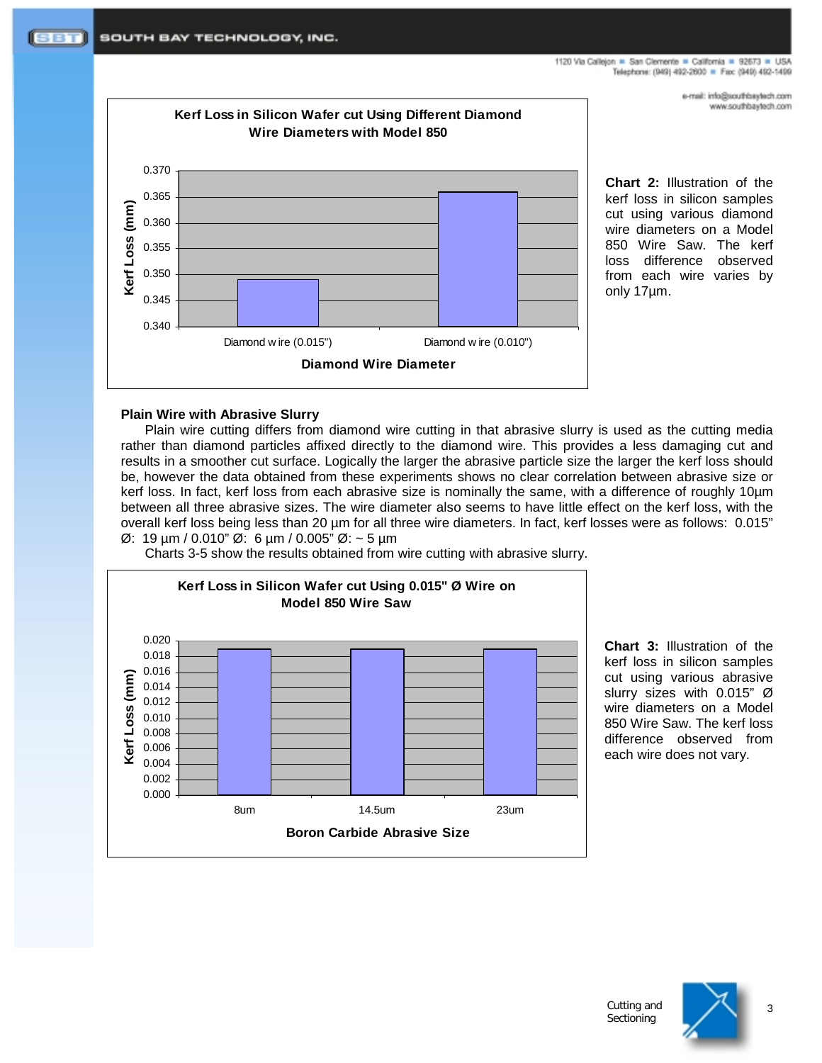**Kerf Loss in Silicon Wafer cut Using Different Diamond Wire Diameters with Model 850**

| Diamond Wire Diameter | Kerf Loss (mm) |
|---|---|
| Diamond wire (0.015") | 0.349 |
| Diamond wire (0.010") | 0.366 |

**Chart 2:** Illustration of the kerf loss in silicon samples cut using various diamond wire diameters on a Model 850 Wire Saw. The kerf loss difference observed from each wire varies by only 17µm.

**Plain Wire with Abrasive Slurry**

Plain wire cutting differs from diamond wire cutting in that abrasive slurry is used as the cutting media rather than diamond particles affixed directly to the diamond wire. This provides a less damaging cut and results in a smoother cut surface. Logically the larger the abrasive particle size the larger the kerf loss should be, however the data obtained from these experiments shows no clear correlation between abrasive size or kerf loss. In fact, kerf loss from each abrasive size is nominally the same, with a difference of roughly 10µm between all three abrasive sizes. The wire diameter also seems to have little effect on the kerf loss, with the overall kerf loss being less than 20 µm for all three wire diameters. In fact, kerf losses were as follows: 0.015" Ø: 19 µm / 0.010" Ø: 6 µm / 0.005" Ø: ~ 5 µm

Charts 3-5 show the results obtained from wire cutting with abrasive slurry.

**Kerf Loss in Silicon Wafer cut Using 0.015" Ø Wire on Model 850 Wire Saw**

| Boron Carbide Abrasive Size | Kerf Loss (mm) |
|---|---|
| 8um | 0.019 |
| 14.5um | 0.019 |
| 23um | 0.019 |

**Chart 3:** Illustration of the kerf loss in silicon samples cut using various abrasive slurry sizes with 0.015" Ø wire diameters on a Model 850 Wire Saw. The kerf loss difference observed from each wire does not vary.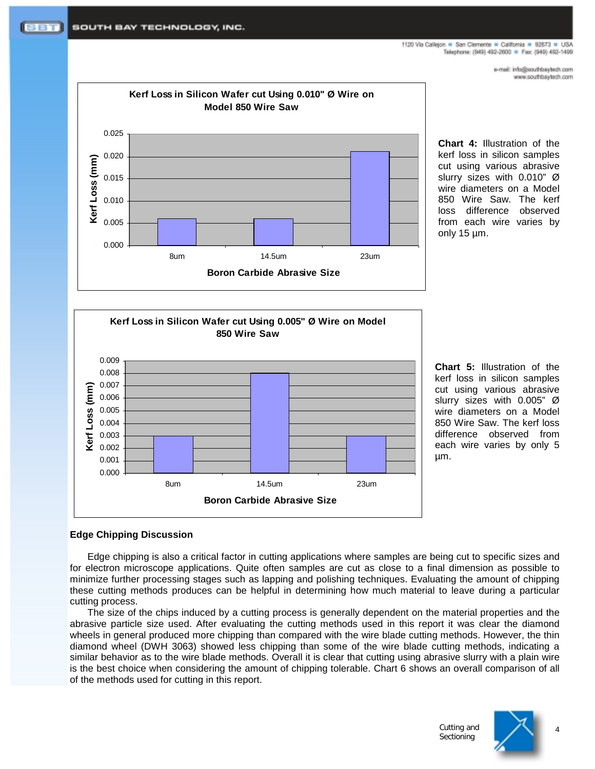**Kerf Loss in Silicon Wafer cut Using 0.010" Ø Wire on Model 850 Wire Saw**

| Boron Carbide Abrasive Size | Kerf Loss (mm) |
|---|---|
| 8um | 0.006 |
| 14.5um | 0.006 |
| 23um | 0.021 |

**Chart 4:** Illustration of the kerf loss in silicon samples cut using various abrasive slurry sizes with 0.010" Ø wire diameters on a Model 850 Wire Saw. The kerf loss difference observed from each wire varies by only 15 µm.

**Kerf Loss in Silicon Wafer cut Using 0.005" Ø Wire on Model 850 Wire Saw**

| Boron Carbide Abrasive Size | Kerf Loss (mm) |
|---|---|
| 8um | 0.003 |
| 14.5um | 0.008 |
| 23um | 0.003 |

**Chart 5:** Illustration of the kerf loss in silicon samples cut using various abrasive slurry sizes with 0.005" Ø wire diameters on a Model 850 Wire Saw. The kerf loss difference observed from each wire varies by only 5 µm.

### Edge Chipping Discussion

Edge chipping is also a critical factor in cutting applications where samples are being cut to specific sizes and for electron microscope applications. Quite often samples are cut as close to a final dimension as possible to minimize further processing stages such as lapping and polishing techniques. Evaluating the amount of chipping these cutting methods produces can be helpful in determining how much material to leave during a particular cutting process.

The size of the chips induced by a cutting process is generally dependent on the material properties and the abrasive particle size used. After evaluating the cutting methods used in this report it was clear the diamond wheels in general produced more chipping than compared with the wire blade cutting methods. However, the thin diamond wheel (DWH 3063) showed less chipping than some of the wire blade cutting methods, indicating a similar behavior as to the wire blade methods. Overall it is clear that cutting using abrasive slurry with a plain wire is the best choice when considering the amount of chipping tolerable. Chart 6 shows an overall comparison of all of the methods used for cutting in this report.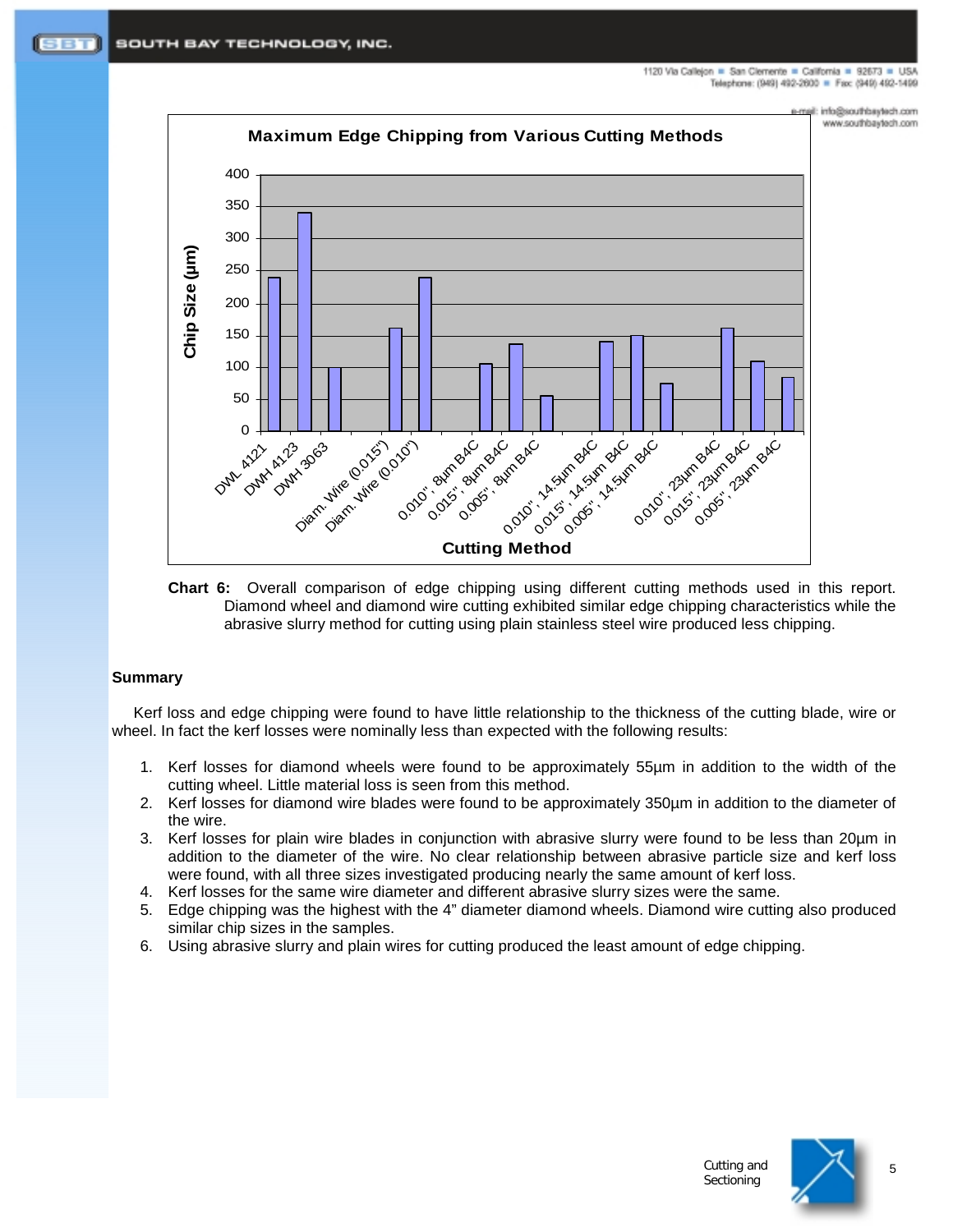Maximum Edge Chipping from Various Cutting Methods

Chip Size (µm)

400
350
300
250
200
150
100
50
0

DWL 4121
DWH 4123
DWH 3063
Diam. Wire (0.015")
Diam. Wire (0.010")
0.010", 8µm B4C
0.015", 8µm B4C
0.005", 8µm B4C
0.010", 14.5µm B4C
0.015", 14.5µm B4C
0.005", 14.5µm B4C
0.010", 23µm B4C
0.015", 23µm B4C
0.005", 23µm B4C

Cutting Method

**Chart 6:** Overall comparison of edge chipping using different cutting methods used in this report. Diamond wheel and diamond wire cutting exhibited similar edge chipping characteristics while the abrasive slurry method for cutting using plain stainless steel wire produced less chipping.

## Summary

Kerf loss and edge chipping were found to have little relationship to the thickness of the cutting blade, wire or wheel. In fact the kerf losses were nominally less than expected with the following results:

1. Kerf losses for diamond wheels were found to be approximately 55µm in addition to the width of the cutting wheel. Little material loss is seen from this method.
2. Kerf losses for diamond wire blades were found to be approximately 350µm in addition to the diameter of the wire.
3. Kerf losses for plain wire blades in conjunction with abrasive slurry were found to be less than 20µm in addition to the diameter of the wire. No clear relationship between abrasive particle size and kerf loss were found, with all three sizes investigated producing nearly the same amount of kerf loss.
4. Kerf losses for the same wire diameter and different abrasive slurry sizes were the same.
5. Edge chipping was the highest with the 4" diameter diamond wheels. Diamond wire cutting also produced similar chip sizes in the samples.
6. Using abrasive slurry and plain wires for cutting produced the least amount of edge chipping.